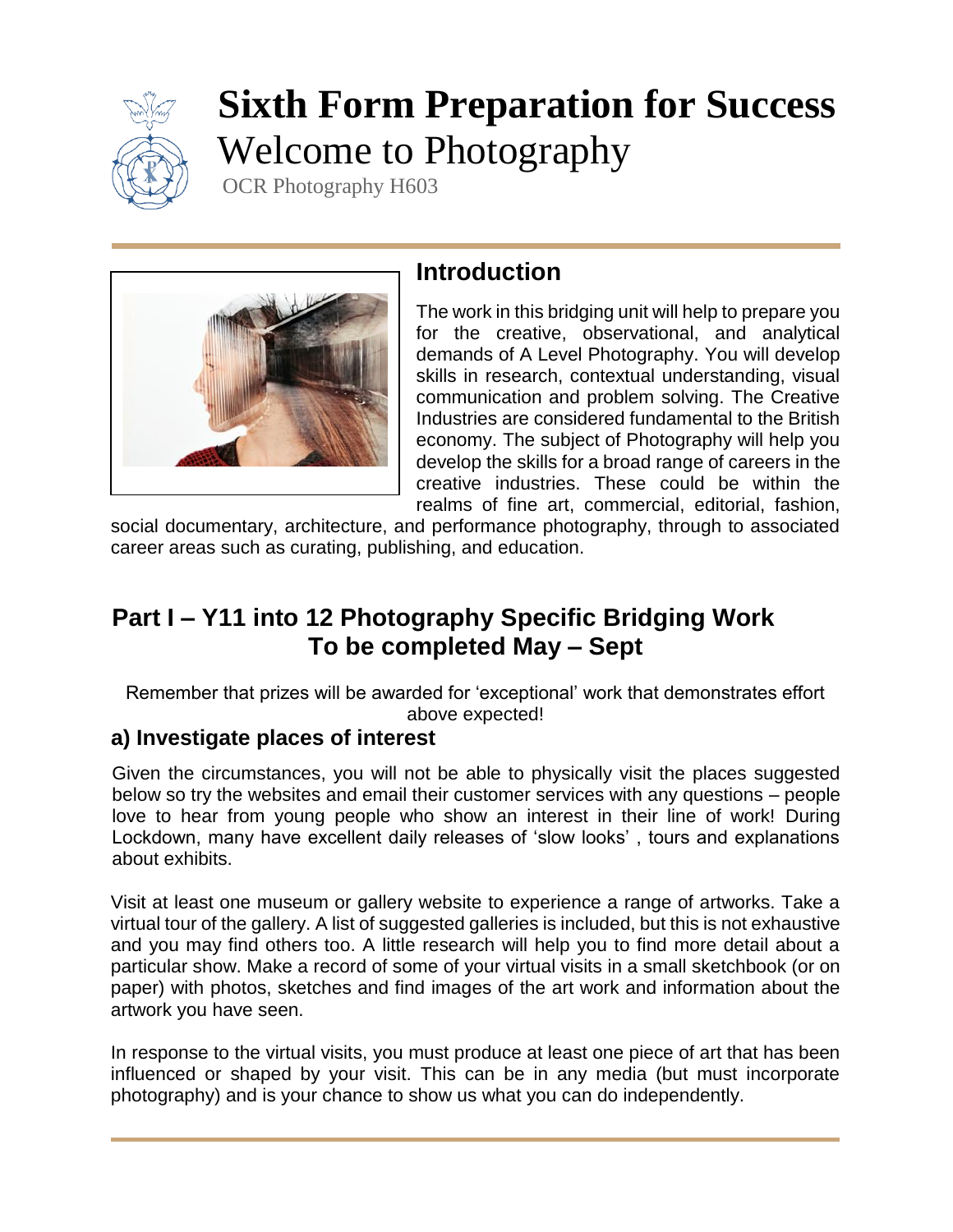# Sixth Form Preparation for Success

Welcome to Photography

OCR Photography H603

## Introduction

The work in this bridging unit will help to prepare you for the creative, observational, and analytical demands of A Level Photography. You will develop skills in research, contextual understanding, visual communication and problem solving. The Creative Industries are considered fundamental to the British economy. The subject of Photography will help you develop the skills for a broad range of careers in the creative industries. These could be within the realms of fine art, commercial, editorial, fashion, social documentary, architecture, and performance photography, through to associated career areas such as curating, publishing, and education.

## Part I – Y11 into 12 Photography Specific Bridging Work To be completed May – Sept

Remember that prizes will be awarded for 'exceptional' work that demonstrates effort above expected!

### a) Investigate places of interest

Given the circumstances, you will not be able to physically visit the places suggested below so try the websites and email their customer services with any questions – people love to hear from young people who show an interest in their line of work! During Lockdown, many have excellent daily releases of 'slow looks' , tours and explanations about exhibits.

Visit at least one museum or gallery website to experience a range of artworks. Take a virtual tour of the gallery. A list of suggested galleries is included, but this is not exhaustive and you may find others too. A little research will help you to find more detail about a particular show. Make a record of some of your virtual visits in a small sketchbook (or on paper) with photos, sketches and find images of the art work and information about the artwork you have seen.

In response to the virtual visits, you must produce at least one piece of art that has been influenced or shaped by your visit. This can be in any media (but must incorporate photography) and is your chance to show us what you can do independently.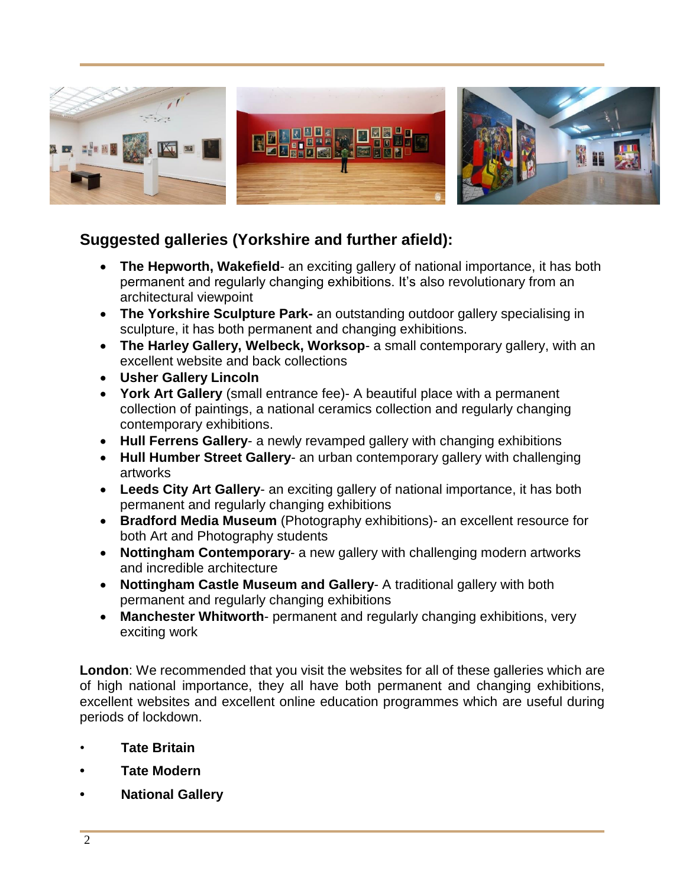## Suggested galleries (Yorkshire and further afield):

- **The Hepworth, Wakefield**- an exciting gallery of national importance, it has both permanent and regularly changing exhibitions. It's also revolutionary from an architectural viewpoint
- **The Yorkshire Sculpture Park-** an outstanding outdoor gallery specialising in sculpture, it has both permanent and changing exhibitions.
- **The Harley Gallery, Welbeck, Worksop**- a small contemporary gallery, with an excellent website and back collections
- **Usher Gallery Lincoln**
- **York Art Gallery** (small entrance fee)- A beautiful place with a permanent collection of paintings, a national ceramics collection and regularly changing contemporary exhibitions.
- **Hull Ferrens Gallery**- a newly revamped gallery with changing exhibitions
- **Hull Humber Street Gallery**- an urban contemporary gallery with challenging artworks
- **Leeds City Art Gallery**- an exciting gallery of national importance, it has both permanent and regularly changing exhibitions
- **Bradford Media Museum** (Photography exhibitions)- an excellent resource for both Art and Photography students
- **Nottingham Contemporary**- a new gallery with challenging modern artworks and incredible architecture
- **Nottingham Castle Museum and Gallery**- A traditional gallery with both permanent and regularly changing exhibitions
- **Manchester Whitworth**- permanent and regularly changing exhibitions, very exciting work

**London**: We recommended that you visit the websites for all of these galleries which are of high national importance, they all have both permanent and changing exhibitions, excellent websites and excellent online education programmes which are useful during periods of lockdown.

- **Tate Britain**
- **Tate Modern**
- **National Gallery**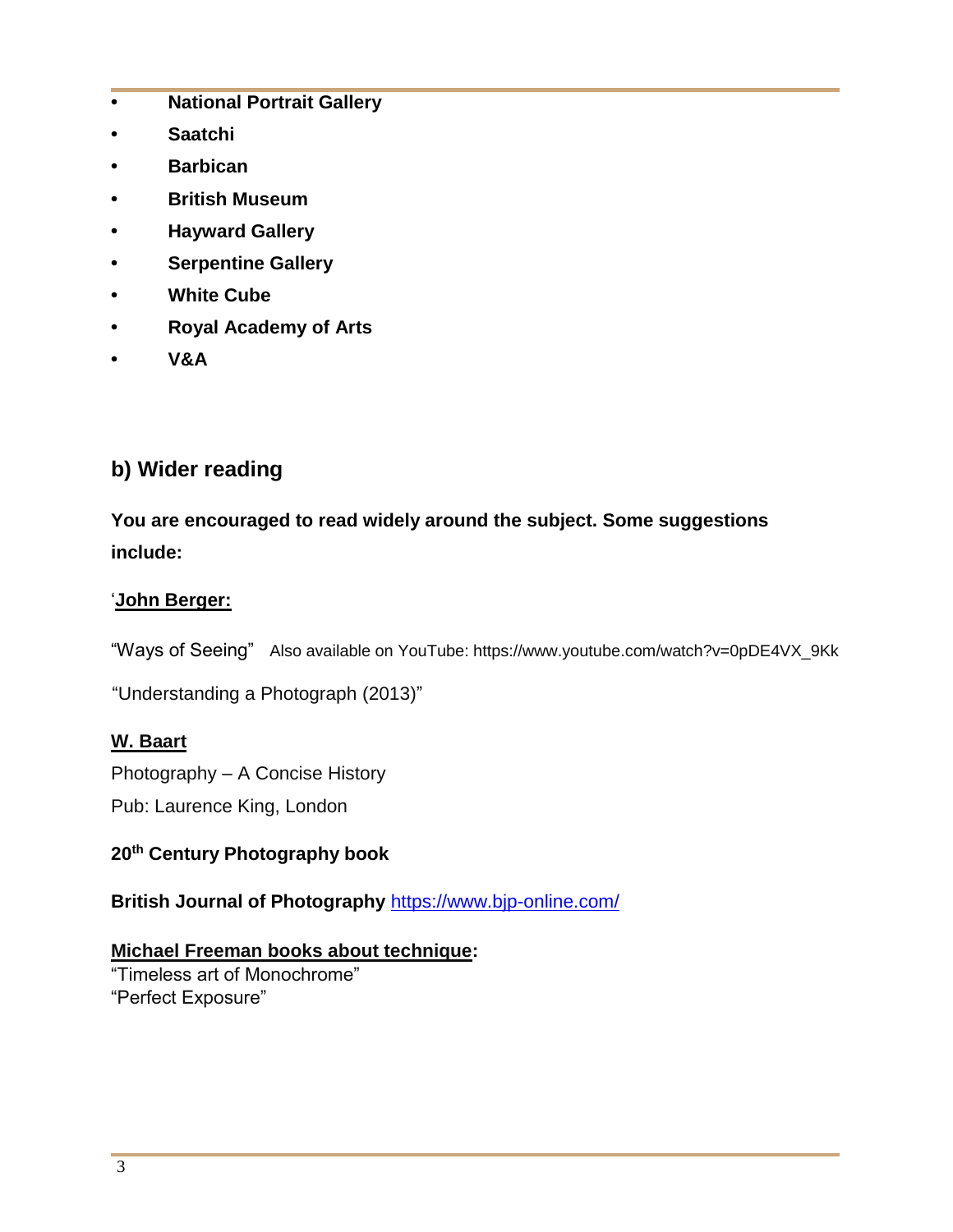- **National Portrait Gallery**
- **Saatchi**
- **Barbican**
- **British Museum**
- **Hayward Gallery**
- **Serpentine Gallery**
- **White Cube**
- **Royal Academy of Arts**
- **V&A**

## b) Wider reading

**You are encouraged to read widely around the subject. Some suggestions include:**

'**John Berger:**

"Ways of Seeing" Also available on YouTube: https://www.youtube.com/watch?v=0pDE4VX_9Kk

"Understanding a Photograph (2013)"

**W. Baart**

Photography – A Concise History

Pub: Laurence King, London

**20th Century Photography book**

**British Journal of Photography** https://www.bjp-online.com/

**Michael Freeman books about technique:**

"Timeless art of Monochrome"
"Perfect Exposure"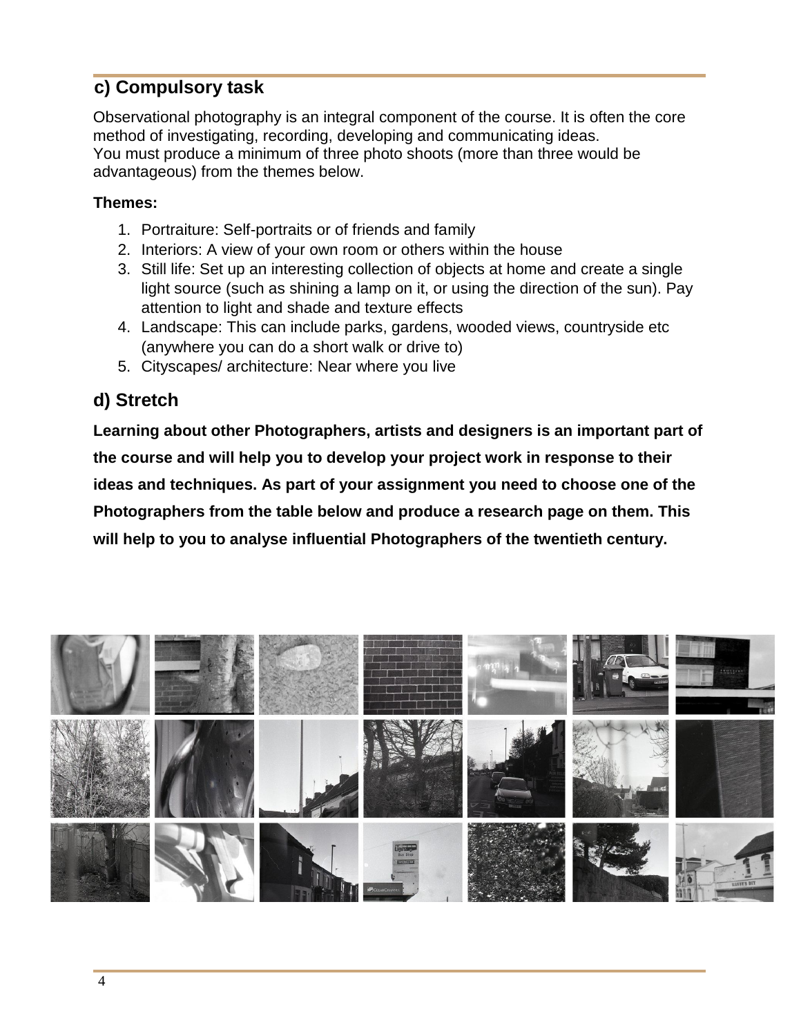## c) Compulsory task

Observational photography is an integral component of the course. It is often the core method of investigating, recording, developing and communicating ideas.
You must produce a minimum of three photo shoots (more than three would be advantageous) from the themes below.

**Themes:**

1. Portraiture: Self-portraits or of friends and family
2. Interiors: A view of your own room or others within the house
3. Still life: Set up an interesting collection of objects at home and create a single light source (such as shining a lamp on it, or using the direction of the sun). Pay attention to light and shade and texture effects
4. Landscape: This can include parks, gardens, wooded views, countryside etc (anywhere you can do a short walk or drive to)
5. Cityscapes/ architecture: Near where you live

## d) Stretch

**Learning about other Photographers, artists and designers is an important part of the course and will help you to develop your project work in response to their ideas and techniques. As part of your assignment you need to choose one of the Photographers from the table below and produce a research page on them. This will help to you to analyse influential Photographers of the twentieth century.**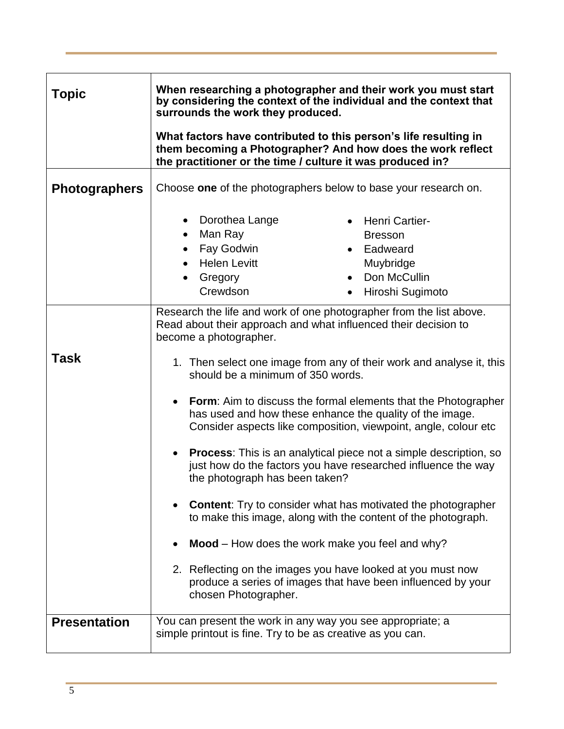| | |
|---|---|
| **Topic** | **When researching a photographer and their work you must start by considering the context of the individual and the context that surrounds the work they produced.**<br><br>**What factors have contributed to this person's life resulting in them becoming a Photographer? And how does the work reflect the practitioner or the time / culture it was produced in?** |
| **Photographers** | Choose **one** of the photographers below to base your research on.<br><br>• Dorothea Lange<br>• Man Ray<br>• Fay Godwin<br>• Helen Levitt<br>• Gregory Crewdson<br>• Henri Cartier-Bresson<br>• Eadweard Muybridge<br>• Don McCullin<br>• Hiroshi Sugimoto |
| **Task** | Research the life and work of one photographer from the list above. Read about their approach and what influenced their decision to become a photographer.<br><br>1. Then select one image from any of their work and analyse it, this should be a minimum of 350 words.<br><br>• **Form**: Aim to discuss the formal elements that the Photographer has used and how these enhance the quality of the image. Consider aspects like composition, viewpoint, angle, colour etc<br><br>• **Process**: This is an analytical piece not a simple description, so just how do the factors you have researched influence the way the photograph has been taken?<br><br>• **Content**: Try to consider what has motivated the photographer to make this image, along with the content of the photograph.<br><br>• **Mood** – How does the work make you feel and why?<br><br>2. Reflecting on the images you have looked at you must now produce a series of images that have been influenced by your chosen Photographer. |
| **Presentation** | You can present the work in any way you see appropriate; a simple printout is fine. Try to be as creative as you can. |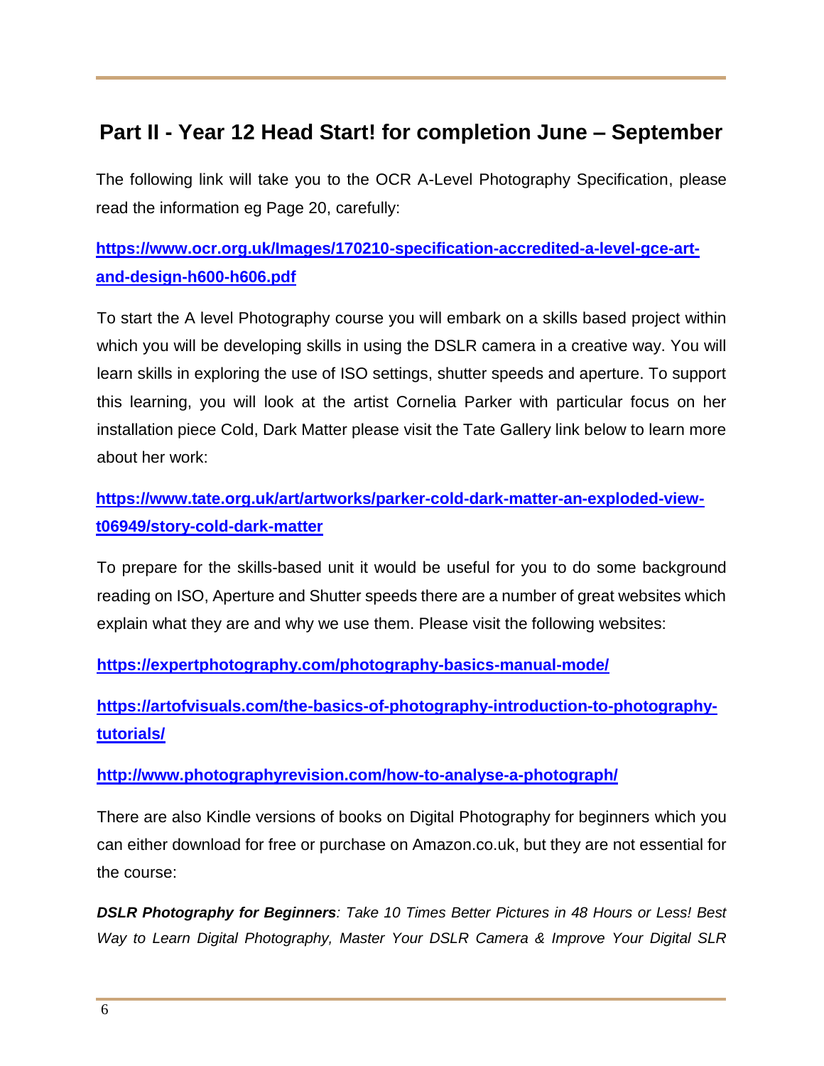## Part II - Year 12 Head Start! for completion June – September

The following link will take you to the OCR A-Level Photography Specification, please read the information eg Page 20, carefully:

**https://www.ocr.org.uk/Images/170210-specification-accredited-a-level-gce-art-and-design-h600-h606.pdf**

To start the A level Photography course you will embark on a skills based project within which you will be developing skills in using the DSLR camera in a creative way. You will learn skills in exploring the use of ISO settings, shutter speeds and aperture. To support this learning, you will look at the artist Cornelia Parker with particular focus on her installation piece Cold, Dark Matter please visit the Tate Gallery link below to learn more about her work:

**https://www.tate.org.uk/art/artworks/parker-cold-dark-matter-an-exploded-view-t06949/story-cold-dark-matter**

To prepare for the skills-based unit it would be useful for you to do some background reading on ISO, Aperture and Shutter speeds there are a number of great websites which explain what they are and why we use them. Please visit the following websites:

**https://expertphotography.com/photography-basics-manual-mode/**

**https://artofvisuals.com/the-basics-of-photography-introduction-to-photography-tutorials/**

**http://www.photographyrevision.com/how-to-analyse-a-photograph/**

There are also Kindle versions of books on Digital Photography for beginners which you can either download for free or purchase on Amazon.co.uk, but they are not essential for the course:

***DSLR Photography for Beginners**: Take 10 Times Better Pictures in 48 Hours or Less! Best Way to Learn Digital Photography, Master Your DSLR Camera & Improve Your Digital SLR*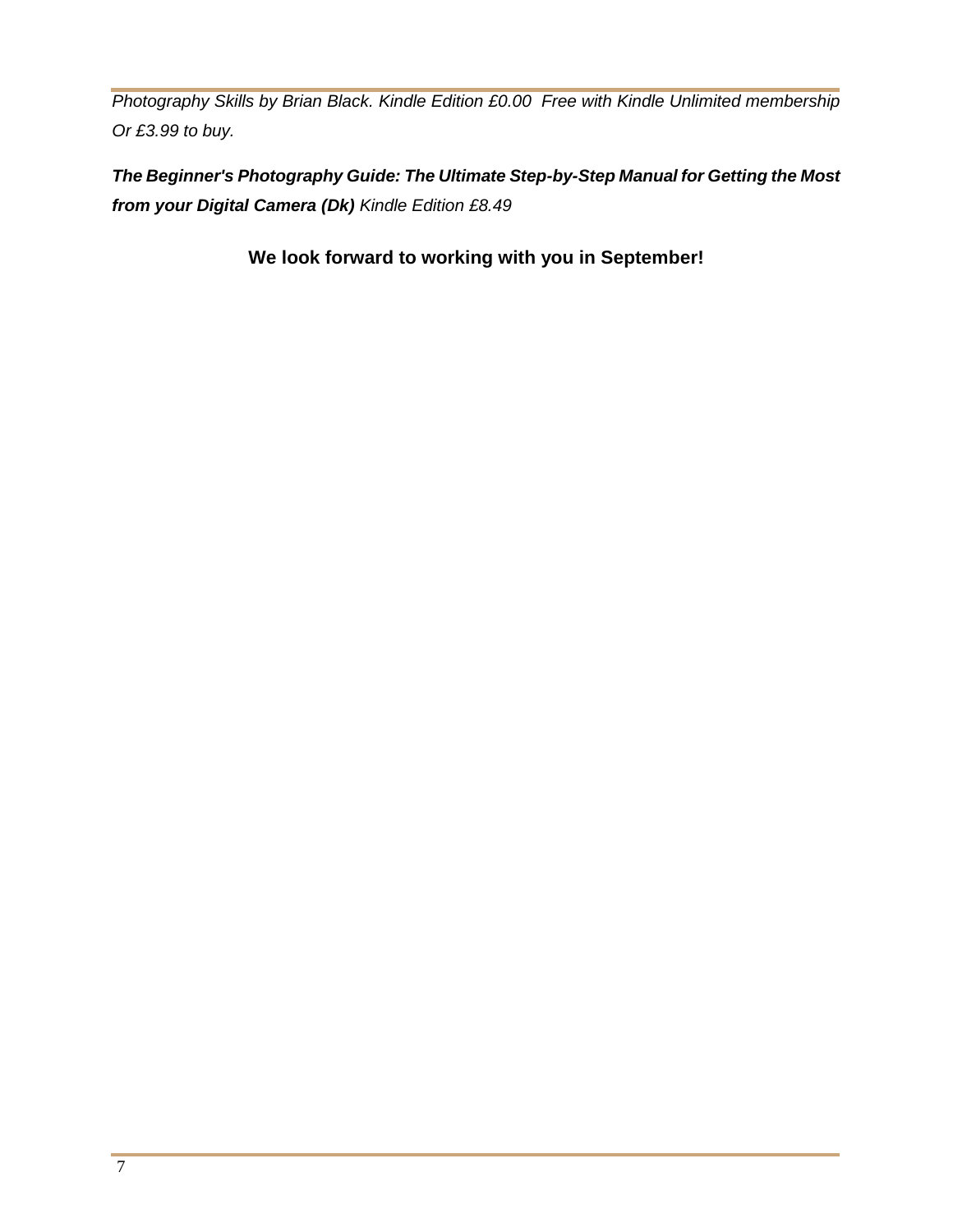*Photography Skills by Brian Black. Kindle Edition £0.00  Free with Kindle Unlimited membership Or £3.99 to buy.*

***The Beginner's Photography Guide: The Ultimate Step-by-Step Manual for Getting the Most from your Digital Camera (Dk)*** *Kindle Edition £8.49*

**We look forward to working with you in September!**